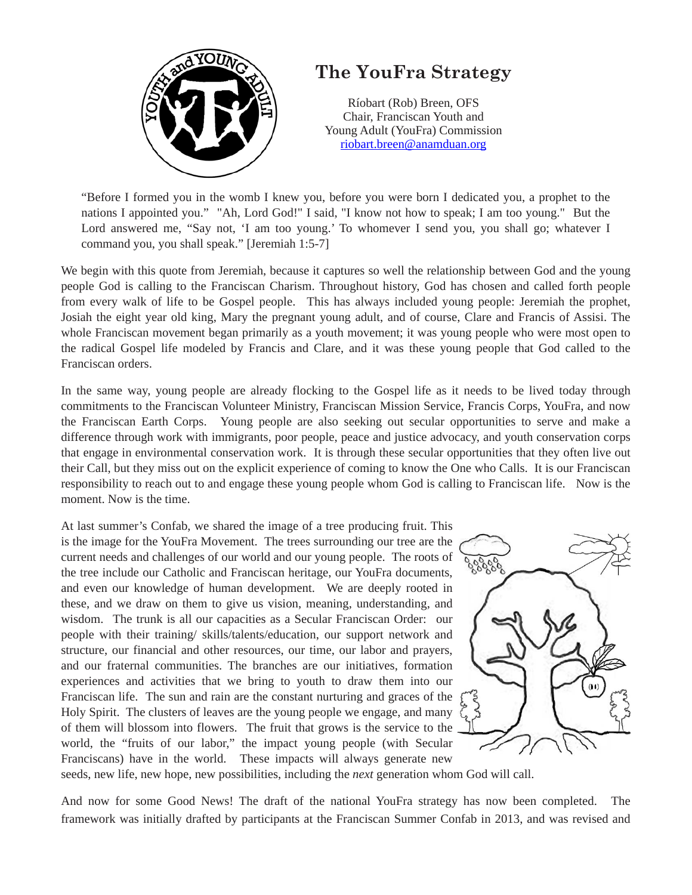# The YouFra Strategy

Ríobart (Rob) Breen, OFS
Chair, Franciscan Youth and
Young Adult (YouFra) Commission
riobart.breen@anamduan.org

> "Before I formed you in the womb I knew you, before you were born I dedicated you, a prophet to the nations I appointed you." "Ah, Lord God!" I said, "I know not how to speak; I am too young." But the Lord answered me, "Say not, 'I am too young.' To whomever I send you, you shall go; whatever I command you, you shall speak." [Jeremiah 1:5-7]

We begin with this quote from Jeremiah, because it captures so well the relationship between God and the young people God is calling to the Franciscan Charism. Throughout history, God has chosen and called forth people from every walk of life to be Gospel people. This has always included young people: Jeremiah the prophet, Josiah the eight year old king, Mary the pregnant young adult, and of course, Clare and Francis of Assisi. The whole Franciscan movement began primarily as a youth movement; it was young people who were most open to the radical Gospel life modeled by Francis and Clare, and it was these young people that God called to the Franciscan orders.

In the same way, young people are already flocking to the Gospel life as it needs to be lived today through commitments to the Franciscan Volunteer Ministry, Franciscan Mission Service, Francis Corps, YouFra, and now the Franciscan Earth Corps. Young people are also seeking out secular opportunities to serve and make a difference through work with immigrants, poor people, peace and justice advocacy, and youth conservation corps that engage in environmental conservation work. It is through these secular opportunities that they often live out their Call, but they miss out on the explicit experience of coming to know the One who Calls. It is our Franciscan responsibility to reach out to and engage these young people whom God is calling to Franciscan life. Now is the moment. Now is the time.

At last summer's Confab, we shared the image of a tree producing fruit. This is the image for the YouFra Movement. The trees surrounding our tree are the current needs and challenges of our world and our young people. The roots of the tree include our Catholic and Franciscan heritage, our YouFra documents, and even our knowledge of human development. We are deeply rooted in these, and we draw on them to give us vision, meaning, understanding, and wisdom. The trunk is all our capacities as a Secular Franciscan Order: our people with their training/ skills/talents/education, our support network and structure, our financial and other resources, our time, our labor and prayers, and our fraternal communities. The branches are our initiatives, formation experiences and activities that we bring to youth to draw them into our Franciscan life. The sun and rain are the constant nurturing and graces of the Holy Spirit. The clusters of leaves are the young people we engage, and many of them will blossom into flowers. The fruit that grows is the service to the world, the "fruits of our labor," the impact young people (with Secular Franciscans) have in the world. These impacts will always generate new seeds, new life, new hope, new possibilities, including the *next* generation whom God will call.

And now for some Good News! The draft of the national YouFra strategy has now been completed. The framework was initially drafted by participants at the Franciscan Summer Confab in 2013, and was revised and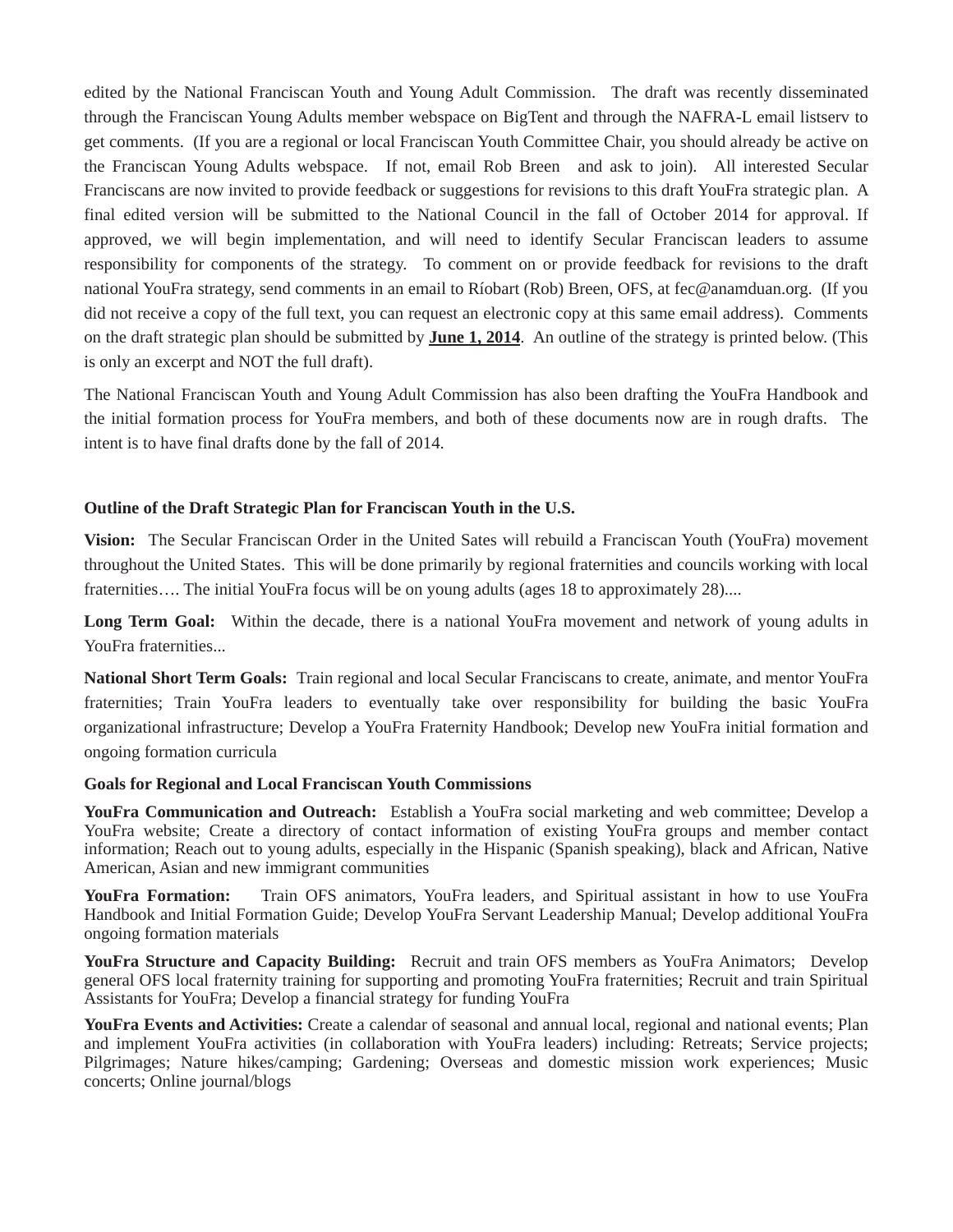edited by the National Franciscan Youth and Young Adult Commission. The draft was recently disseminated through the Franciscan Young Adults member webspace on BigTent and through the NAFRA-L email listserv to get comments. (If you are a regional or local Franciscan Youth Committee Chair, you should already be active on the Franciscan Young Adults webspace. If not, email Rob Breen and ask to join). All interested Secular Franciscans are now invited to provide feedback or suggestions for revisions to this draft YouFra strategic plan. A final edited version will be submitted to the National Council in the fall of October 2014 for approval. If approved, we will begin implementation, and will need to identify Secular Franciscan leaders to assume responsibility for components of the strategy. To comment on or provide feedback for revisions to the draft national YouFra strategy, send comments in an email to Ríobart (Rob) Breen, OFS, at fec@anamduan.org. (If you did not receive a copy of the full text, you can request an electronic copy at this same email address). Comments on the draft strategic plan should be submitted by **June 1, 2014**. An outline of the strategy is printed below. (This is only an excerpt and NOT the full draft).

The National Franciscan Youth and Young Adult Commission has also been drafting the YouFra Handbook and the initial formation process for YouFra members, and both of these documents now are in rough drafts. The intent is to have final drafts done by the fall of 2014.

**Outline of the Draft Strategic Plan for Franciscan Youth in the U.S.**

**Vision:** The Secular Franciscan Order in the United Sates will rebuild a Franciscan Youth (YouFra) movement throughout the United States. This will be done primarily by regional fraternities and councils working with local fraternities…. The initial YouFra focus will be on young adults (ages 18 to approximately 28)....

**Long Term Goal:** Within the decade, there is a national YouFra movement and network of young adults in YouFra fraternities...

**National Short Term Goals:** Train regional and local Secular Franciscans to create, animate, and mentor YouFra fraternities; Train YouFra leaders to eventually take over responsibility for building the basic YouFra organizational infrastructure; Develop a YouFra Fraternity Handbook; Develop new YouFra initial formation and ongoing formation curricula

**Goals for Regional and Local Franciscan Youth Commissions**

**YouFra Communication and Outreach:** Establish a YouFra social marketing and web committee; Develop a YouFra website; Create a directory of contact information of existing YouFra groups and member contact information; Reach out to young adults, especially in the Hispanic (Spanish speaking), black and African, Native American, Asian and new immigrant communities

**YouFra Formation:** Train OFS animators, YouFra leaders, and Spiritual assistant in how to use YouFra Handbook and Initial Formation Guide; Develop YouFra Servant Leadership Manual; Develop additional YouFra ongoing formation materials

**YouFra Structure and Capacity Building:** Recruit and train OFS members as YouFra Animators; Develop general OFS local fraternity training for supporting and promoting YouFra fraternities; Recruit and train Spiritual Assistants for YouFra; Develop a financial strategy for funding YouFra

**YouFra Events and Activities:** Create a calendar of seasonal and annual local, regional and national events; Plan and implement YouFra activities (in collaboration with YouFra leaders) including: Retreats; Service projects; Pilgrimages; Nature hikes/camping; Gardening; Overseas and domestic mission work experiences; Music concerts; Online journal/blogs